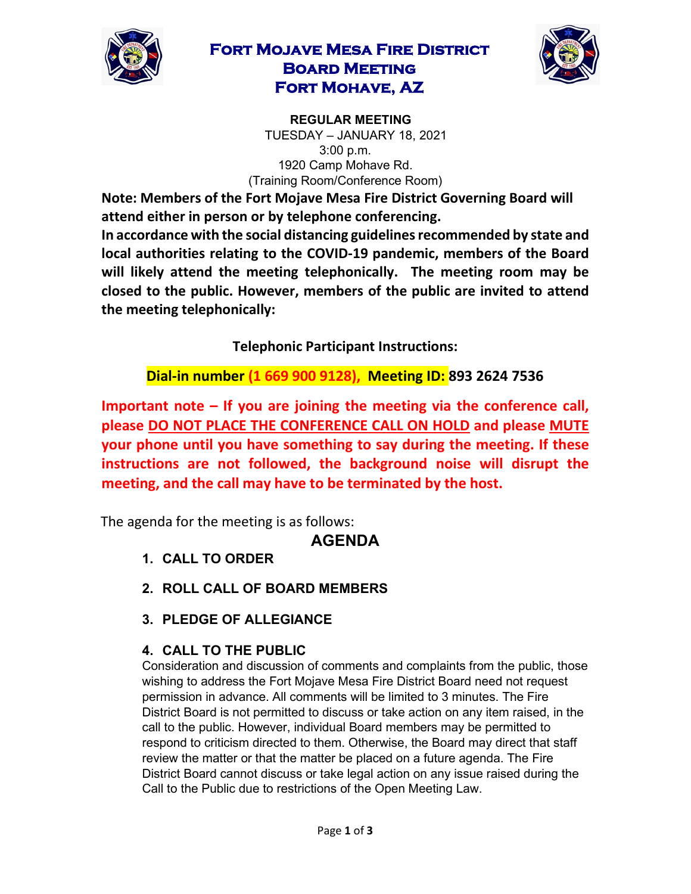# Fort Mojave Mesa Fire District
# Board Meeting
# Fort Mohave, AZ

**REGULAR MEETING**
TUESDAY – JANUARY 18, 2021
3:00 p.m.
1920 Camp Mohave Rd.
(Training Room/Conference Room)

**Note: Members of the Fort Mojave Mesa Fire District Governing Board will attend either in person or by telephone conferencing.**

**In accordance with the social distancing guidelines recommended by state and local authorities relating to the COVID-19 pandemic, members of the Board will likely attend the meeting telephonically. The meeting room may be closed to the public. However, members of the public are invited to attend the meeting telephonically:**

**Telephonic Participant Instructions:**

**Dial-in number (1 669 900 9128), Meeting ID: 893 2624 7536**

**Important note – If you are joining the meeting via the conference call, please DO NOT PLACE THE CONFERENCE CALL ON HOLD and please MUTE your phone until you have something to say during the meeting. If these instructions are not followed, the background noise will disrupt the meeting, and the call may have to be terminated by the host.**

The agenda for the meeting is as follows:

## AGENDA

1. **CALL TO ORDER**

2. **ROLL CALL OF BOARD MEMBERS**

3. **PLEDGE OF ALLEGIANCE**

4. **CALL TO THE PUBLIC**
   Consideration and discussion of comments and complaints from the public, those wishing to address the Fort Mojave Mesa Fire District Board need not request permission in advance. All comments will be limited to 3 minutes. The Fire District Board is not permitted to discuss or take action on any item raised, in the call to the public. However, individual Board members may be permitted to respond to criticism directed to them. Otherwise, the Board may direct that staff review the matter or that the matter be placed on a future agenda. The Fire District Board cannot discuss or take legal action on any issue raised during the Call to the Public due to restrictions of the Open Meeting Law.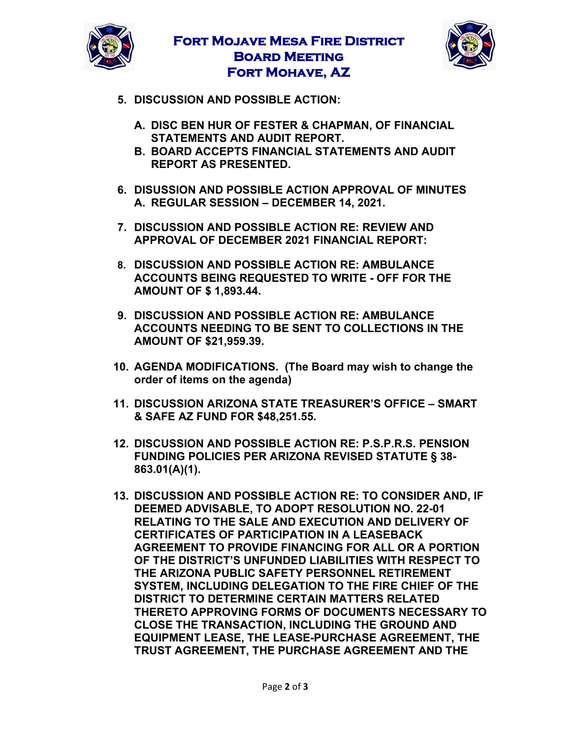5. **DISCUSSION AND POSSIBLE ACTION:**

   A. **DISC BEN HUR OF FESTER & CHAPMAN, OF FINANCIAL STATEMENTS AND AUDIT REPORT.**
   B. **BOARD ACCEPTS FINANCIAL STATEMENTS AND AUDIT REPORT AS PRESENTED.**

6. **DISUSSION AND POSSIBLE ACTION APPROVAL OF MINUTES**
   A. **REGULAR SESSION – DECEMBER 14, 2021.**

7. **DISCUSSION AND POSSIBLE ACTION RE: REVIEW AND APPROVAL OF DECEMBER 2021 FINANCIAL REPORT:**

8. **DISCUSSION AND POSSIBLE ACTION RE: AMBULANCE ACCOUNTS BEING REQUESTED TO WRITE - OFF FOR THE AMOUNT OF $ 1,893.44.**

9. **DISCUSSION AND POSSIBLE ACTION RE: AMBULANCE ACCOUNTS NEEDING TO BE SENT TO COLLECTIONS IN THE AMOUNT OF $21,959.39.**

10. **AGENDA MODIFICATIONS. (The Board may wish to change the order of items on the agenda)**

11. **DISCUSSION ARIZONA STATE TREASURER'S OFFICE – SMART & SAFE AZ FUND FOR $48,251.55.**

12. **DISCUSSION AND POSSIBLE ACTION RE: P.S.P.R.S. PENSION FUNDING POLICIES PER ARIZONA REVISED STATUTE § 38-863.01(A)(1).**

13. **DISCUSSION AND POSSIBLE ACTION RE: TO CONSIDER AND, IF DEEMED ADVISABLE, TO ADOPT RESOLUTION NO. 22-01 RELATING TO THE SALE AND EXECUTION AND DELIVERY OF CERTIFICATES OF PARTICIPATION IN A LEASEBACK AGREEMENT TO PROVIDE FINANCING FOR ALL OR A PORTION OF THE DISTRICT'S UNFUNDED LIABILITIES WITH RESPECT TO THE ARIZONA PUBLIC SAFETY PERSONNEL RETIREMENT SYSTEM, INCLUDING DELEGATION TO THE FIRE CHIEF OF THE DISTRICT TO DETERMINE CERTAIN MATTERS RELATED THERETO APPROVING FORMS OF DOCUMENTS NECESSARY TO CLOSE THE TRANSACTION, INCLUDING THE GROUND AND EQUIPMENT LEASE, THE LEASE-PURCHASE AGREEMENT, THE TRUST AGREEMENT, THE PURCHASE AGREEMENT AND THE**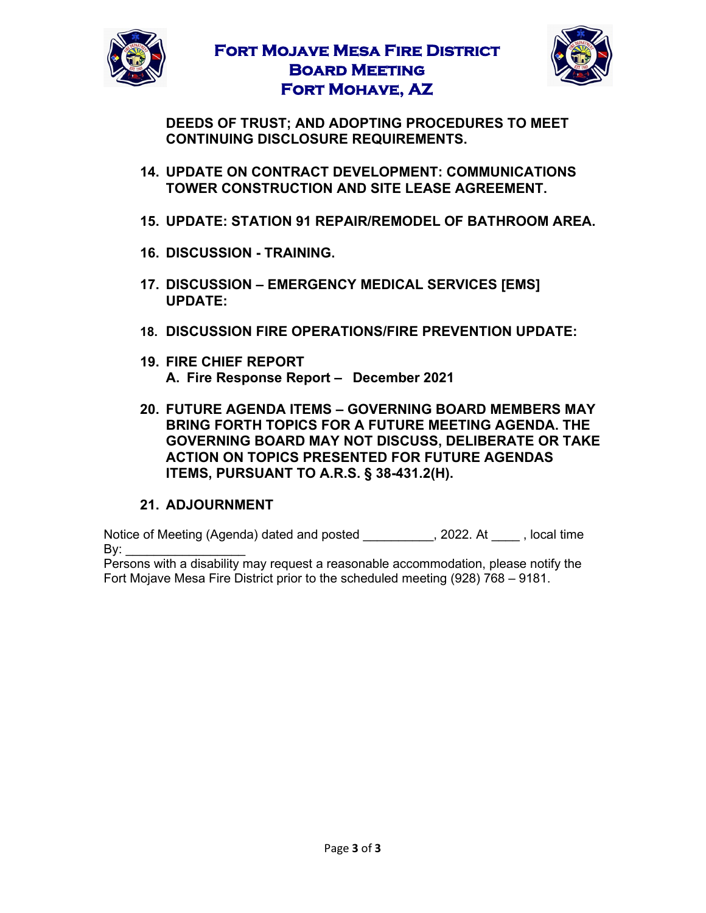**DEEDS OF TRUST; AND ADOPTING PROCEDURES TO MEET CONTINUING DISCLOSURE REQUIREMENTS.**

14. **UPDATE ON CONTRACT DEVELOPMENT: COMMUNICATIONS TOWER CONSTRUCTION AND SITE LEASE AGREEMENT.**

15. **UPDATE: STATION 91 REPAIR/REMODEL OF BATHROOM AREA.**

16. **DISCUSSION - TRAINING.**

17. **DISCUSSION – EMERGENCY MEDICAL SERVICES [EMS] UPDATE:**

18. **DISCUSSION FIRE OPERATIONS/FIRE PREVENTION UPDATE:**

19. **FIRE CHIEF REPORT**
    **A. Fire Response Report – December 2021**

20. **FUTURE AGENDA ITEMS – GOVERNING BOARD MEMBERS MAY BRING FORTH TOPICS FOR A FUTURE MEETING AGENDA. THE GOVERNING BOARD MAY NOT DISCUSS, DELIBERATE OR TAKE ACTION ON TOPICS PRESENTED FOR FUTURE AGENDAS ITEMS, PURSUANT TO A.R.S. § 38-431.2(H).**

21. **ADJOURNMENT**

Notice of Meeting (Agenda) dated and posted __________, 2022. At ____ , local time
By: _________________

Persons with a disability may request a reasonable accommodation, please notify the Fort Mojave Mesa Fire District prior to the scheduled meeting (928) 768 – 9181.